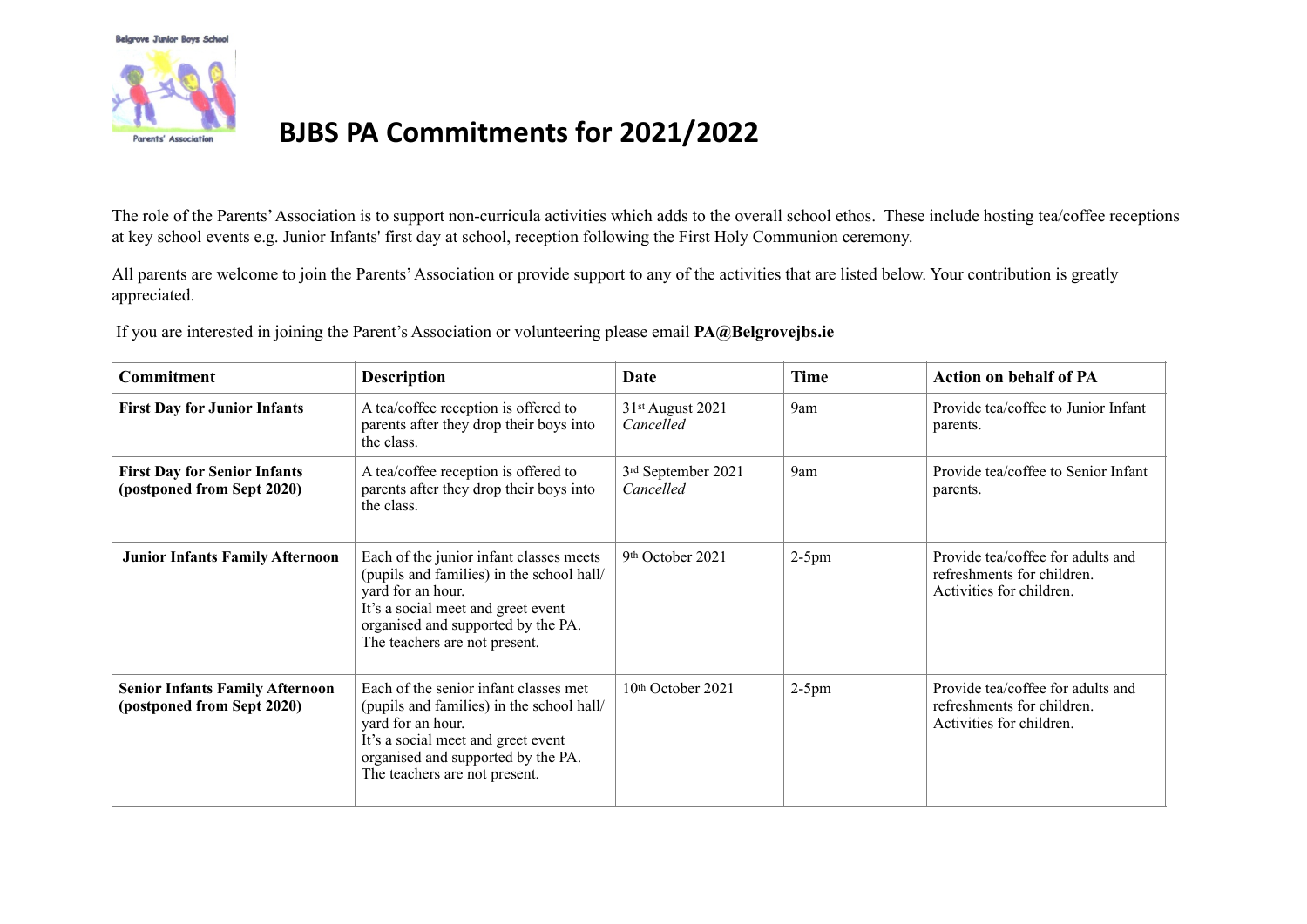# BJBS PA Commitments for 2021/2022

The role of the Parents' Association is to support non-curricula activities which adds to the overall school ethos. These include hosting tea/coffee receptions at key school events e.g. Junior Infants' first day at school, reception following the First Holy Communion ceremony.

All parents are welcome to join the Parents' Association or provide support to any of the activities that are listed below. Your contribution is greatly appreciated.

If you are interested in joining the Parent's Association or volunteering please email **PA@Belgrovejbs.ie**

| Commitment | Description | Date | Time | Action on behalf of PA |
|---|---|---|---|---|
| **First Day for Junior Infants** | A tea/coffee reception is offered to parents after they drop their boys into the class. | 31st August 2021 *Cancelled* | 9am | Provide tea/coffee to Junior Infant parents. |
| **First Day for Senior Infants (postponed from Sept 2020)** | A tea/coffee reception is offered to parents after they drop their boys into the class. | 3rd September 2021 *Cancelled* | 9am | Provide tea/coffee to Senior Infant parents. |
| **Junior Infants Family Afternoon** | Each of the junior infant classes meets (pupils and families) in the school hall/ yard for an hour. It's a social meet and greet event organised and supported by the PA. The teachers are not present. | 9th October 2021 | 2-5pm | Provide tea/coffee for adults and refreshments for children. Activities for children. |
| **Senior Infants Family Afternoon (postponed from Sept 2020)** | Each of the senior infant classes met (pupils and families) in the school hall/ yard for an hour. It's a social meet and greet event organised and supported by the PA. The teachers are not present. | 10th October 2021 | 2-5pm | Provide tea/coffee for adults and refreshments for children. Activities for children. |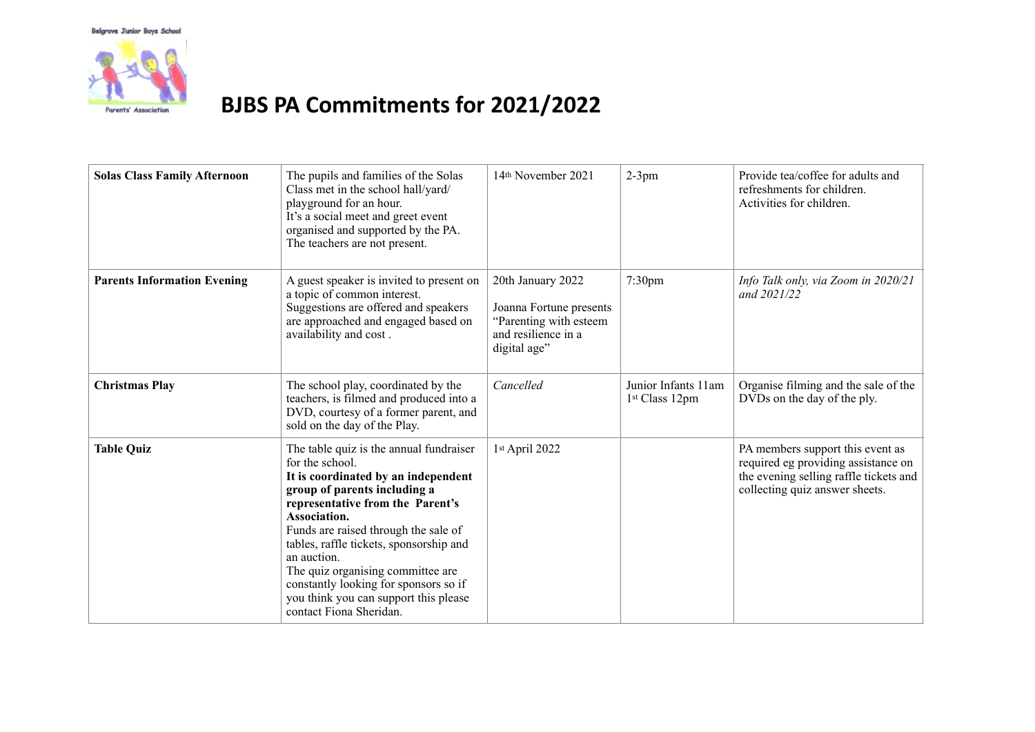Belgrove Junior Boys School

Parents' Association

# BJBS PA Commitments for 2021/2022

| **Solas Class Family Afternoon** | The pupils and families of the Solas Class met in the school hall/yard/ playground for an hour. It's a social meet and greet event organised and supported by the PA. The teachers are not present. | 14th November 2021 | 2-3pm | Provide tea/coffee for adults and refreshments for children. Activities for children. |
|---|---|---|---|---|
| **Parents Information Evening** | A guest speaker is invited to present on a topic of common interest. Suggestions are offered and speakers are approached and engaged based on availability and cost . | 20th January 2022<br><br>Joanna Fortune presents "Parenting with esteem and resilience in a digital age" | 7:30pm | *Info Talk only, via Zoom in 2020/21 and 2021/22* |
| **Christmas Play** | The school play, coordinated by the teachers, is filmed and produced into a DVD, courtesy of a former parent, and sold on the day of the Play. | *Cancelled* | Junior Infants 11am<br>1st Class 12pm | Organise filming and the sale of the DVDs on the day of the ply. |
| **Table Quiz** | The table quiz is the annual fundraiser for the school. **It is coordinated by an independent group of parents including a representative from the Parent's Association.** Funds are raised through the sale of tables, raffle tickets, sponsorship and an auction. The quiz organising committee are constantly looking for sponsors so if you think you can support this please contact Fiona Sheridan. | 1st April 2022 | | PA members support this event as required eg providing assistance on the evening selling raffle tickets and collecting quiz answer sheets. |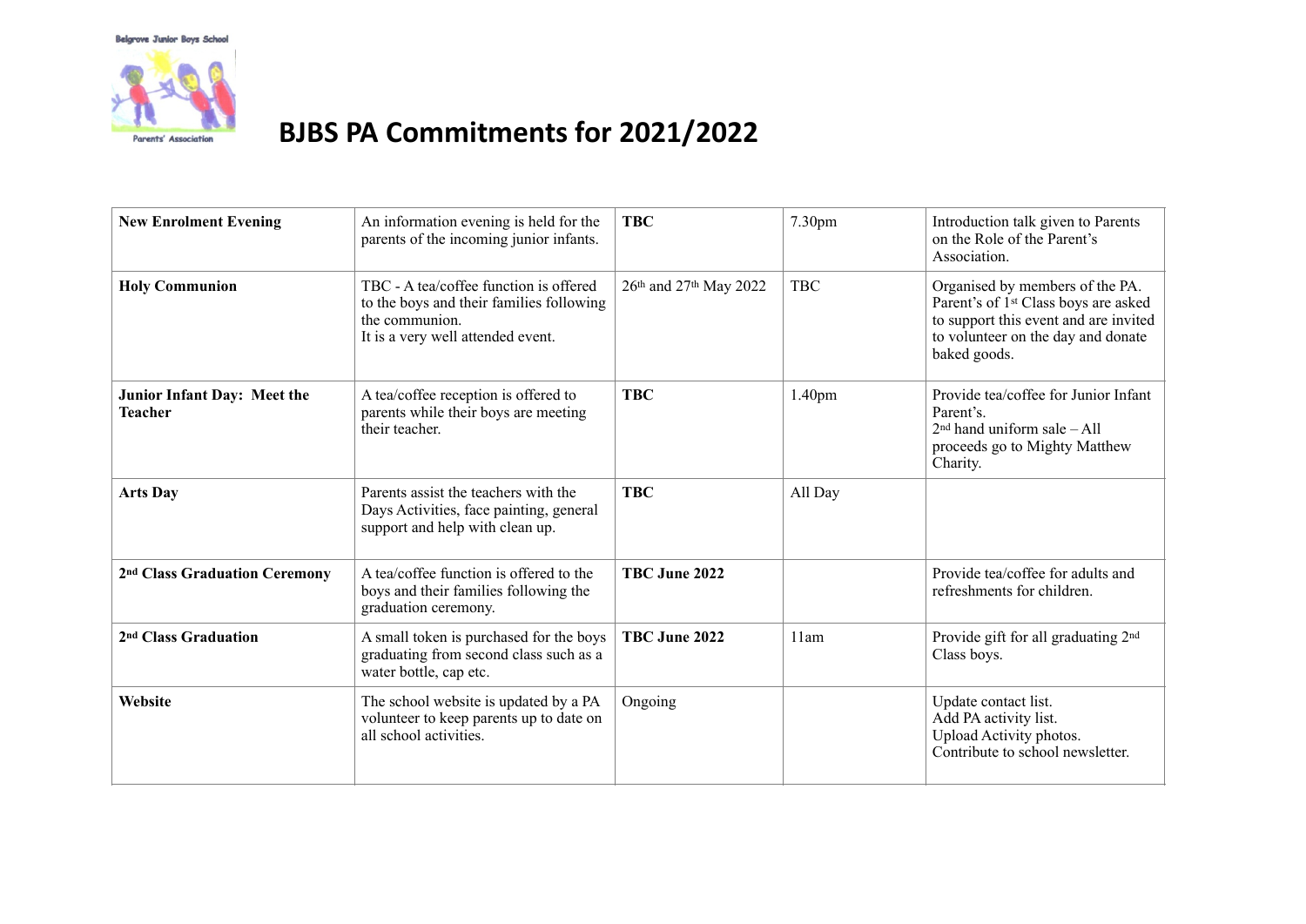Belgrove Junior Boys School

Parents' Association

# BJBS PA Commitments for 2021/2022

| | | | | |
|---|---|---|---|---|
| **New Enrolment Evening** | An information evening is held for the parents of the incoming junior infants. | **TBC** | 7.30pm | Introduction talk given to Parents on the Role of the Parent's Association. |
| **Holy Communion** | TBC - A tea/coffee function is offered to the boys and their families following the communion.<br>It is a very well attended event. | 26th and 27th May 2022 | TBC | Organised by members of the PA. Parent's of 1st Class boys are asked to support this event and are invited to volunteer on the day and donate baked goods. |
| **Junior Infant Day: Meet the Teacher** | A tea/coffee reception is offered to parents while their boys are meeting their teacher. | **TBC** | 1.40pm | Provide tea/coffee for Junior Infant Parent's.<br>2nd hand uniform sale – All proceeds go to Mighty Matthew Charity. |
| **Arts Day** | Parents assist the teachers with the Days Activities, face painting, general support and help with clean up. | **TBC** | All Day | |
| **2nd Class Graduation Ceremony** | A tea/coffee function is offered to the boys and their families following the graduation ceremony. | **TBC June 2022** | | Provide tea/coffee for adults and refreshments for children. |
| **2nd Class Graduation** | A small token is purchased for the boys graduating from second class such as a water bottle, cap etc. | **TBC June 2022** | 11am | Provide gift for all graduating 2nd Class boys. |
| **Website** | The school website is updated by a PA volunteer to keep parents up to date on all school activities. | Ongoing | | Update contact list.<br>Add PA activity list.<br>Upload Activity photos.<br>Contribute to school newsletter. |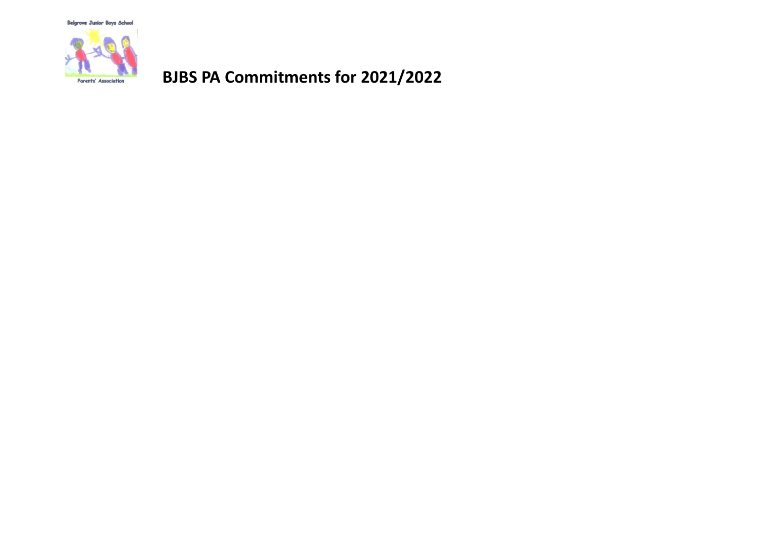# BJBS PA Commitments for 2021/2022